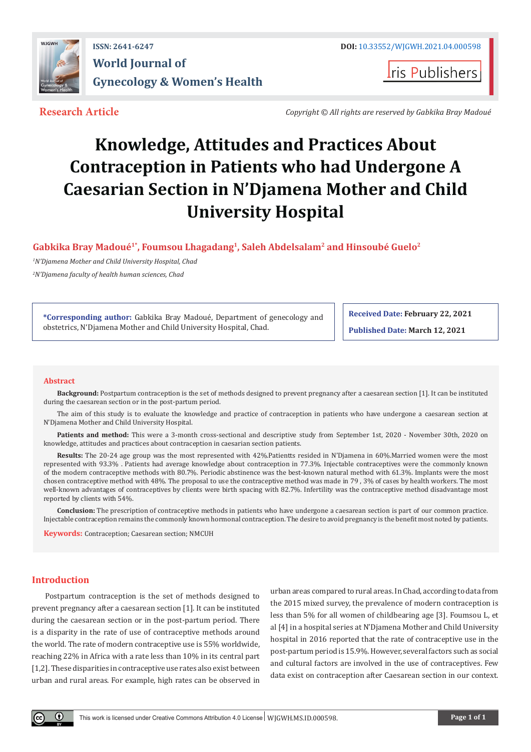ISSN: 2641-6247

DOI: 10.33552/WJGWH.2021.04.000598

World Journal of Gynecology & Women's Health

Iris Publishers

**Research Article**

*Copyright © All rights are reserved by Gabkika Bray Madoué*

# Knowledge, Attitudes and Practices About Contraception in Patients who had Undergone A Caesarian Section in N'Djamena Mother and Child University Hospital

**Gabkika Bray Madoué[1*], Foumsou Lhagadang[1], Saleh Abdelsalam[2] and Hinsoubé Guelo[2]**

*[1]N'Djamena Mother and Child University Hospital, Chad*

*[2]N'Djamena faculty of health human sciences, Chad*

**\*Corresponding author:** Gabkika Bray Madoué, Department of genecology and obstetrics, N'Djamena Mother and Child University Hospital, Chad.

**Received Date:** February 22, 2021

**Published Date:** March 12, 2021

## Abstract

**Background:** Postpartum contraception is the set of methods designed to prevent pregnancy after a caesarean section [1]. It can be instituted during the caesarean section or in the post-partum period.

The aim of this study is to evaluate the knowledge and practice of contraception in patients who have undergone a caesarean section at N'Djamena Mother and Child University Hospital.

**Patients and method:** This were a 3-month cross-sectional and descriptive study from September 1st, 2020 - November 30th, 2020 on knowledge, attitudes and practices about contraception in caesarian section patients.

**Results:** The 20-24 age group was the most represented with 42%.Patientts resided in N'Djamena in 60%.Married women were the most represented with 93.3% . Patients had average knowledge about contraception in 77.3%. Injectable contraceptives were the commonly known of the modern contraceptive methods with 80.7%. Periodic abstinence was the best-known natural method with 61.3%. Implants were the most chosen contraceptive method with 48%. The proposal to use the contraceptive method was made in 79 , 3% of cases by health workers. The most well-known advantages of contraceptives by clients were birth spacing with 82.7%. Infertility was the contraceptive method disadvantage most reported by clients with 54%.

**Conclusion:** The prescription of contraceptive methods in patients who have undergone a caesarean section is part of our common practice. Injectable contraception remains the commonly known hormonal contraception. The desire to avoid pregnancy is the benefit most noted by patients.

**Keywords:** Contraception; Caesarean section; NMCUH

## Introduction

Postpartum contraception is the set of methods designed to prevent pregnancy after a caesarean section [1]. It can be instituted during the caesarean section or in the post-partum period. There is a disparity in the rate of use of contraceptive methods around the world. The rate of modern contraceptive use is 55% worldwide, reaching 22% in Africa with a rate less than 10% in its central part [1,2]. These disparities in contraceptive use rates also exist between urban and rural areas. For example, high rates can be observed in urban areas compared to rural areas. In Chad, according to data from the 2015 mixed survey, the prevalence of modern contraception is less than 5% for all women of childbearing age [3]. Foumsou L, et al [4] in a hospital series at N'Djamena Mother and Child University hospital in 2016 reported that the rate of contraceptive use in the post-partum period is 15.9%. However, several factors such as social and cultural factors are involved in the use of contraceptives. Few data exist on contraception after Caesarean section in our context.

This work is licensed under Creative Commons Attribution 4.0 License | WJGWH.MS.ID.000598.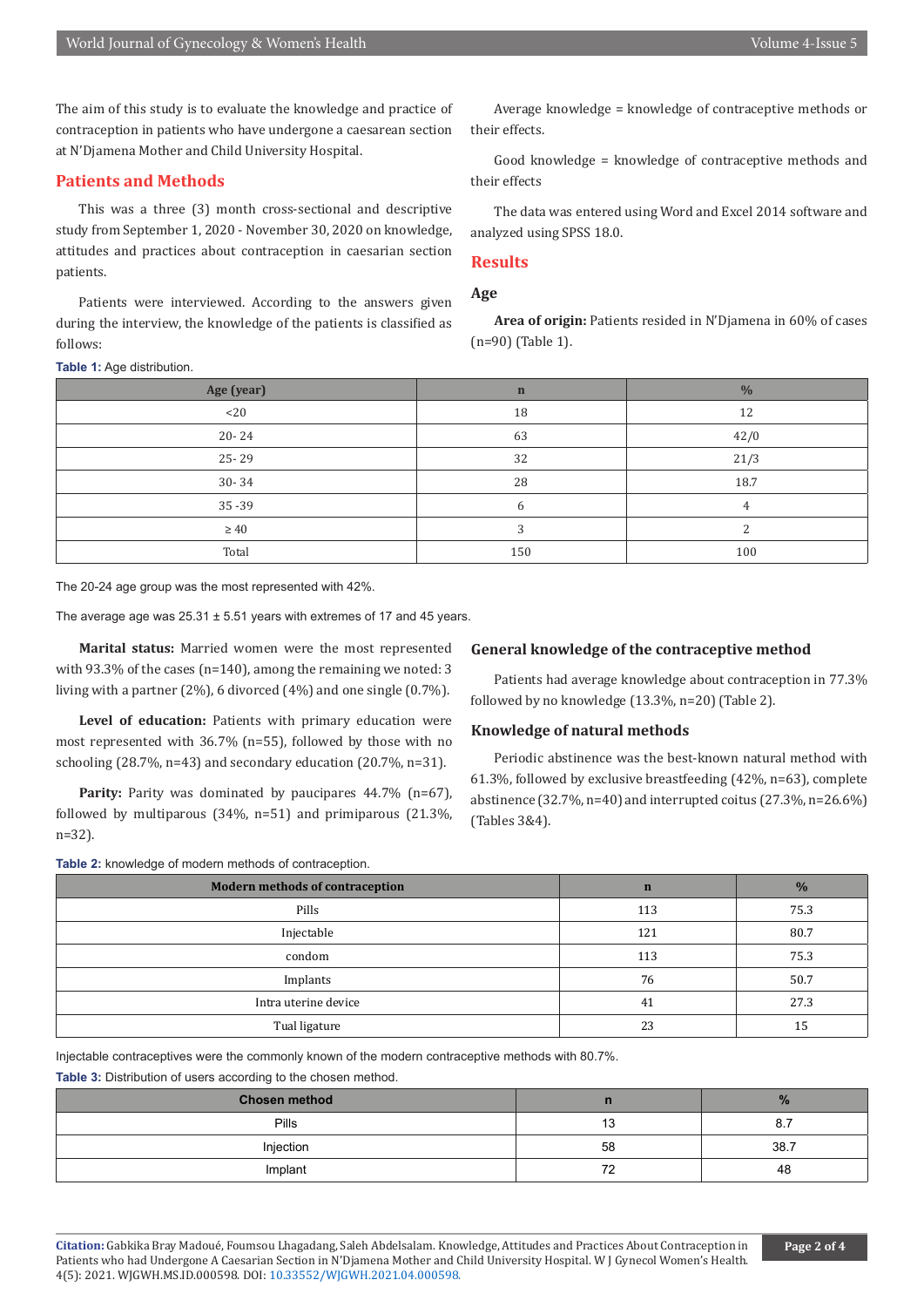The aim of this study is to evaluate the knowledge and practice of contraception in patients who have undergone a caesarean section at N'Djamena Mother and Child University Hospital.

## Patients and Methods

This was a three (3) month cross-sectional and descriptive study from September 1, 2020 - November 30, 2020 on knowledge, attitudes and practices about contraception in caesarian section patients.

Patients were interviewed. According to the answers given during the interview, the knowledge of the patients is classified as follows:

Average knowledge = knowledge of contraceptive methods or their effects.

Good knowledge = knowledge of contraceptive methods and their effects

The data was entered using Word and Excel 2014 software and analyzed using SPSS 18.0.

## Results

### Age

**Area of origin:** Patients resided in N'Djamena in 60% of cases (n=90) (Table 1).

**Table 1:** Age distribution.

| Age (year) | n | % |
|---|---|---|
| <20 | 18 | 12 |
| 20- 24 | 63 | 42/0 |
| 25- 29 | 32 | 21/3 |
| 30- 34 | 28 | 18.7 |
| 35 -39 | 6 | 4 |
| ≥ 40 | 3 | 2 |
| Total | 150 | 100 |

The 20-24 age group was the most represented with 42%.

The average age was 25.31 ± 5.51 years with extremes of 17 and 45 years.

**Marital status:** Married women were the most represented with 93.3% of the cases (n=140), among the remaining we noted: 3 living with a partner (2%), 6 divorced (4%) and one single (0.7%).

**Level of education:** Patients with primary education were most represented with 36.7% (n=55), followed by those with no schooling (28.7%, n=43) and secondary education (20.7%, n=31).

**Parity:** Parity was dominated by paucipares 44.7% (n=67), followed by multiparous (34%, n=51) and primiparous (21.3%, n=32).

### General knowledge of the contraceptive method

Patients had average knowledge about contraception in 77.3% followed by no knowledge (13.3%, n=20) (Table 2).

### Knowledge of natural methods

Periodic abstinence was the best-known natural method with 61.3%, followed by exclusive breastfeeding (42%, n=63), complete abstinence (32.7%, n=40) and interrupted coitus (27.3%, n=26.6%) (Tables 3&4).

**Table 2:** knowledge of modern methods of contraception.

| Modern methods of contraception | n | % |
|---|---|---|
| Pills | 113 | 75.3 |
| Injectable | 121 | 80.7 |
| condom | 113 | 75.3 |
| Implants | 76 | 50.7 |
| Intra uterine device | 41 | 27.3 |
| Tual ligature | 23 | 15 |

Injectable contraceptives were the commonly known of the modern contraceptive methods with 80.7%.

**Table 3:** Distribution of users according to the chosen method.

| Chosen method | n | % |
|---|---|---|
| Pills | 13 | 8.7 |
| Injection | 58 | 38.7 |
| Implant | 72 | 48 |

**Citation:** Gabkika Bray Madoué, Foumsou Lhagadang, Saleh Abdelsalam. Knowledge, Attitudes and Practices About Contraception in Patients who had Undergone A Caesarian Section in N'Djamena Mother and Child University Hospital. W J Gynecol Women's Health. 4(5): 2021. WJGWH.MS.ID.000598. DOI: 10.33552/WJGWH.2021.04.000598.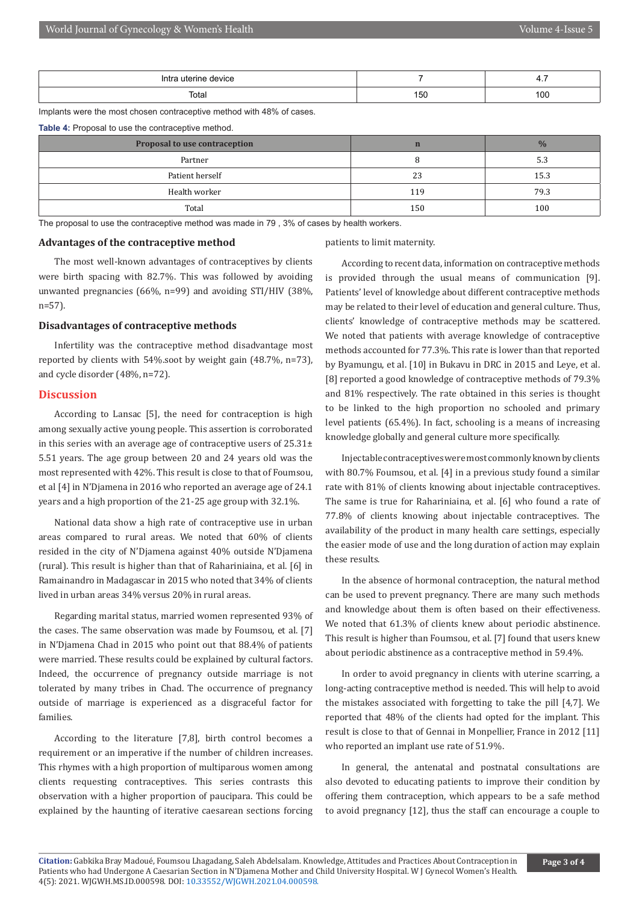| | | |
|---|---|---|
| Intra uterine device | 7 | 4.7 |
| Total | 150 | 100 |

Implants were the most chosen contraceptive method with 48% of cases.

**Table 4:** Proposal to use the contraceptive method.

| Proposal to use contraception | n | % |
|---|---|---|
| Partner | 8 | 5.3 |
| Patient herself | 23 | 15.3 |
| Health worker | 119 | 79.3 |
| Total | 150 | 100 |

The proposal to use the contraceptive method was made in 79 , 3% of cases by health workers.

### Advantages of the contraceptive method

The most well-known advantages of contraceptives by clients were birth spacing with 82.7%. This was followed by avoiding unwanted pregnancies (66%, n=99) and avoiding STI/HIV (38%, n=57).

### Disadvantages of contraceptive methods

Infertility was the contraceptive method disadvantage most reported by clients with 54%.soot by weight gain (48.7%, n=73), and cycle disorder (48%, n=72).

## Discussion

According to Lansac [5], the need for contraception is high among sexually active young people. This assertion is corroborated in this series with an average age of contraceptive users of 25.31± 5.51 years. The age group between 20 and 24 years old was the most represented with 42%. This result is close to that of Foumsou, et al [4] in N'Djamena in 2016 who reported an average age of 24.1 years and a high proportion of the 21-25 age group with 32.1%.

National data show a high rate of contraceptive use in urban areas compared to rural areas. We noted that 60% of clients resided in the city of N'Djamena against 40% outside N'Djamena (rural). This result is higher than that of Rahariniaina, et al. [6] in Ramainandro in Madagascar in 2015 who noted that 34% of clients lived in urban areas 34% versus 20% in rural areas.

Regarding marital status, married women represented 93% of the cases. The same observation was made by Foumsou, et al. [7] in N'Djamena Chad in 2015 who point out that 88.4% of patients were married. These results could be explained by cultural factors. Indeed, the occurrence of pregnancy outside marriage is not tolerated by many tribes in Chad. The occurrence of pregnancy outside of marriage is experienced as a disgraceful factor for families.

According to the literature [7,8], birth control becomes a requirement or an imperative if the number of children increases. This rhymes with a high proportion of multiparous women among clients requesting contraceptives. This series contrasts this observation with a higher proportion of paucipara. This could be explained by the haunting of iterative caesarean sections forcing patients to limit maternity.

According to recent data, information on contraceptive methods is provided through the usual means of communication [9]. Patients' level of knowledge about different contraceptive methods may be related to their level of education and general culture. Thus, clients' knowledge of contraceptive methods may be scattered. We noted that patients with average knowledge of contraceptive methods accounted for 77.3%. This rate is lower than that reported by Byamungu, et al. [10] in Bukavu in DRC in 2015 and Leye, et al. [8] reported a good knowledge of contraceptive methods of 79.3% and 81% respectively. The rate obtained in this series is thought to be linked to the high proportion no schooled and primary level patients (65.4%). In fact, schooling is a means of increasing knowledge globally and general culture more specifically.

Injectable contraceptives were most commonly known by clients with 80.7% Foumsou, et al. [4] in a previous study found a similar rate with 81% of clients knowing about injectable contraceptives. The same is true for Rahariniaina, et al. [6] who found a rate of 77.8% of clients knowing about injectable contraceptives. The availability of the product in many health care settings, especially the easier mode of use and the long duration of action may explain these results.

In the absence of hormonal contraception, the natural method can be used to prevent pregnancy. There are many such methods and knowledge about them is often based on their effectiveness. We noted that 61.3% of clients knew about periodic abstinence. This result is higher than Foumsou, et al. [7] found that users knew about periodic abstinence as a contraceptive method in 59.4%.

In order to avoid pregnancy in clients with uterine scarring, a long-acting contraceptive method is needed. This will help to avoid the mistakes associated with forgetting to take the pill [4,7]. We reported that 48% of the clients had opted for the implant. This result is close to that of Gennai in Monpellier, France in 2012 [11] who reported an implant use rate of 51.9%.

In general, the antenatal and postnatal consultations are also devoted to educating patients to improve their condition by offering them contraception, which appears to be a safe method to avoid pregnancy [12], thus the staff can encourage a couple to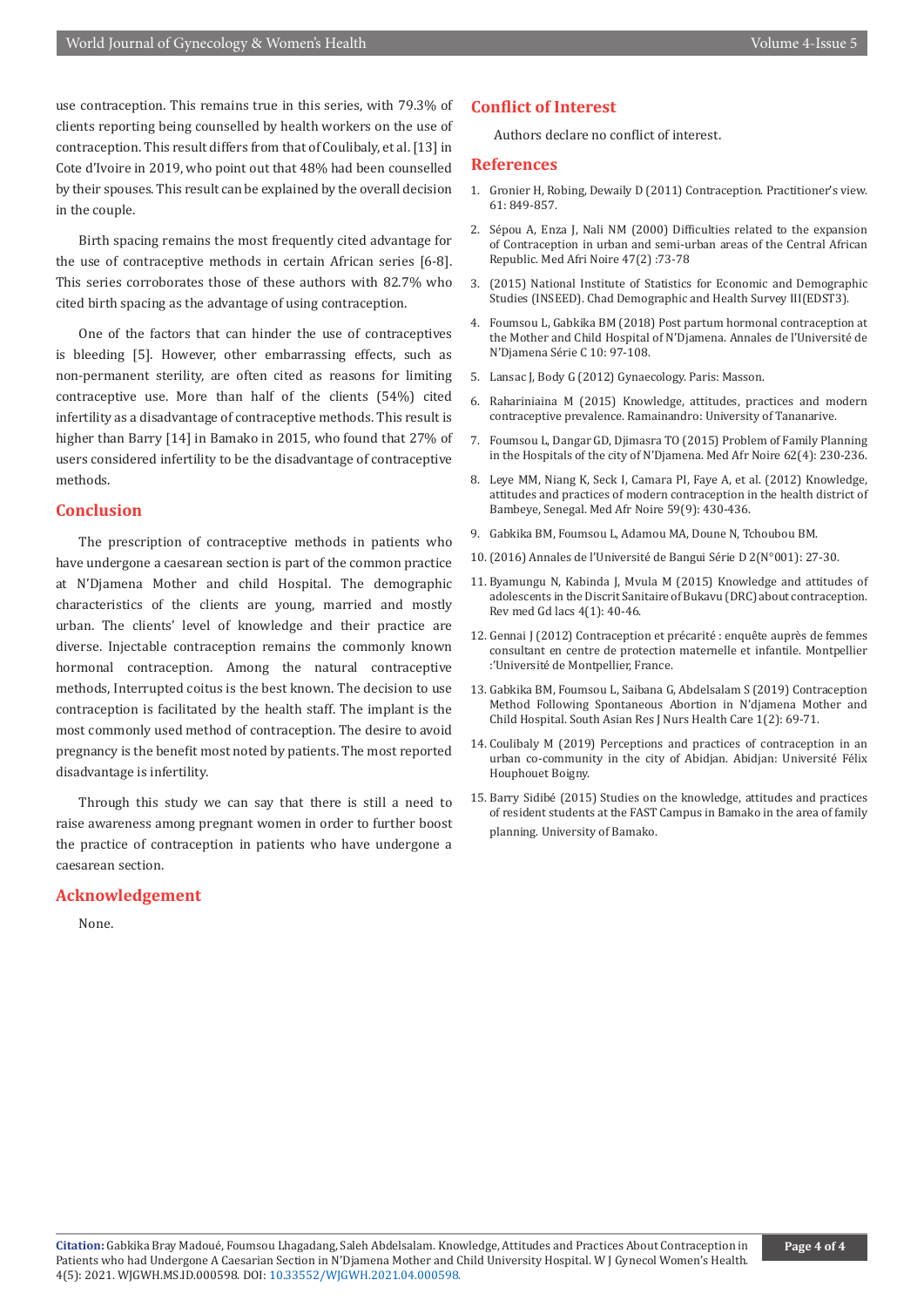use contraception. This remains true in this series, with 79.3% of clients reporting being counselled by health workers on the use of contraception. This result differs from that of Coulibaly, et al. [13] in Cote d'Ivoire in 2019, who point out that 48% had been counselled by their spouses. This result can be explained by the overall decision in the couple.

Birth spacing remains the most frequently cited advantage for the use of contraceptive methods in certain African series [6-8]. This series corroborates those of these authors with 82.7% who cited birth spacing as the advantage of using contraception.

One of the factors that can hinder the use of contraceptives is bleeding [5]. However, other embarrassing effects, such as non-permanent sterility, are often cited as reasons for limiting contraceptive use. More than half of the clients (54%) cited infertility as a disadvantage of contraceptive methods. This result is higher than Barry [14] in Bamako in 2015, who found that 27% of users considered infertility to be the disadvantage of contraceptive methods.

## Conclusion

The prescription of contraceptive methods in patients who have undergone a caesarean section is part of the common practice at N'Djamena Mother and child Hospital. The demographic characteristics of the clients are young, married and mostly urban. The clients' level of knowledge and their practice are diverse. Injectable contraception remains the commonly known hormonal contraception. Among the natural contraceptive methods, Interrupted coitus is the best known. The decision to use contraception is facilitated by the health staff. The implant is the most commonly used method of contraception. The desire to avoid pregnancy is the benefit most noted by patients. The most reported disadvantage is infertility.

Through this study we can say that there is still a need to raise awareness among pregnant women in order to further boost the practice of contraception in patients who have undergone a caesarean section.

## Acknowledgement

None.

## Conflict of Interest

Authors declare no conflict of interest.

## References

1. Gronier H, Robing, Dewaily D (2011) Contraception. Practitioner's view. 61: 849-857.
2. Sépou A, Enza J, Nali NM (2000) Difficulties related to the expansion of Contraception in urban and semi-urban areas of the Central African Republic. Med Afri Noire 47(2) :73-78
3. (2015) National Institute of Statistics for Economic and Demographic Studies (INSEED). Chad Demographic and Health Survey III(EDST3).
4. Foumsou L, Gabkika BM (2018) Post partum hormonal contraception at the Mother and Child Hospital of N'Djamena. Annales de l'Université de N'Djamena Série C 10: 97-108.
5. Lansac J, Body G (2012) Gynaecology. Paris: Masson.
6. Rahariniaina M (2015) Knowledge, attitudes, practices and modern contraceptive prevalence. Ramainandro: University of Tananarive.
7. Foumsou L, Dangar GD, Djimasra TO (2015) Problem of Family Planning in the Hospitals of the city of N'Djamena. Med Afr Noire 62(4): 230-236.
8. Leye MM, Niang K, Seck I, Camara PI, Faye A, et al. (2012) Knowledge, attitudes and practices of modern contraception in the health district of Bambeye, Senegal. Med Afr Noire 59(9): 430-436.
9. Gabkika BM, Foumsou L, Adamou MA, Doune N, Tchoubou BM.
10. (2016) Annales de l'Université de Bangui Série D 2(N°001): 27-30.
11. Byamungu N, Kabinda J, Mvula M (2015) Knowledge and attitudes of adolescents in the Discrit Sanitaire of Bukavu (DRC) about contraception. Rev med Gd lacs 4(1): 40-46.
12. Gennai J (2012) Contraception et précarité : enquête auprès de femmes consultant en centre de protection maternelle et infantile. Montpellier :'Université de Montpellier, France.
13. Gabkika BM, Foumsou L, Saibana G, Abdelsalam S (2019) Contraception Method Following Spontaneous Abortion in N'djamena Mother and Child Hospital. South Asian Res J Nurs Health Care 1(2): 69-71.
14. Coulibaly M (2019) Perceptions and practices of contraception in an urban co-community in the city of Abidjan. Abidjan: Université Félix Houphouet Boigny.
15. Barry Sidibé (2015) Studies on the knowledge, attitudes and practices of resident students at the FAST Campus in Bamako in the area of family planning. University of Bamako.